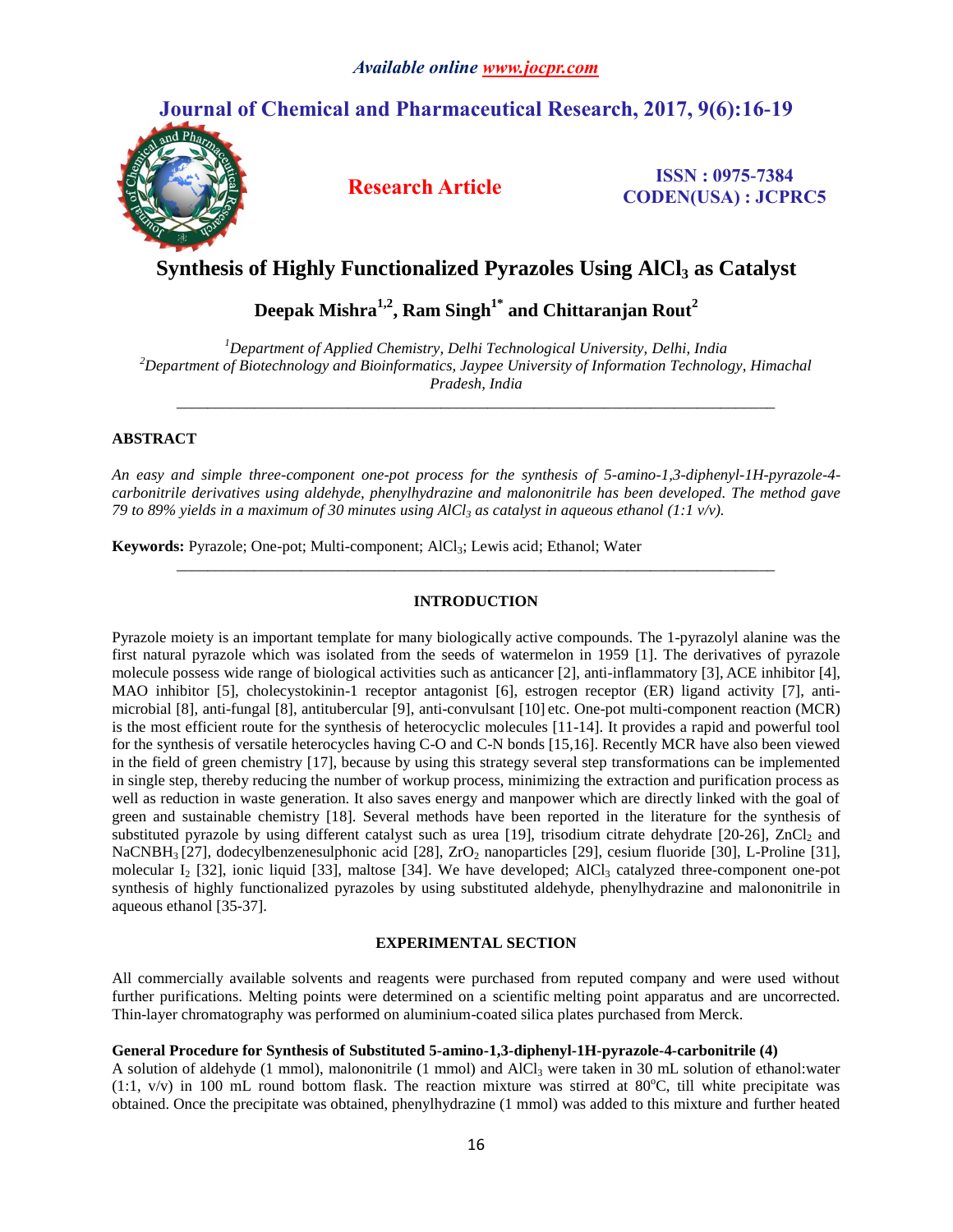# Synthesis of Highly Functionalized Pyrazoles Using $AlCl_3$ as Catalyst

**Deepak Mishra[1,2], Ram Singh[1*] and Chittaranjan Rout[2]**

*[1]Department of Applied Chemistry, Delhi Technological University, Delhi, India*
*[2]Department of Biotechnology and Bioinformatics, Jaypee University of Information Technology, Himachal Pradesh, India*

---

## ABSTRACT

*An easy and simple three-component one-pot process for the synthesis of 5-amino-1,3-diphenyl-1H-pyrazole-4-carbonitrile derivatives using aldehyde, phenylhydrazine and malononitrile has been developed. The method gave 79 to 89% yields in a maximum of 30 minutes using $AlCl_3$ as catalyst in aqueous ethanol (1:1 v/v).*

**Keywords:** Pyrazole; One-pot; Multi-component; $AlCl_3$; Lewis acid; Ethanol; Water

---

## INTRODUCTION

Pyrazole moiety is an important template for many biologically active compounds. The 1-pyrazolyl alanine was the first natural pyrazole which was isolated from the seeds of watermelon in 1959 [1]. The derivatives of pyrazole molecule possess wide range of biological activities such as anticancer [2], anti-inflammatory [3], ACE inhibitor [4], MAO inhibitor [5], cholecystokinin-1 receptor antagonist [6], estrogen receptor (ER) ligand activity [7], anti-microbial [8], anti-fungal [8], antitubercular [9], anti-convulsant [10] etc. One-pot multi-component reaction (MCR) is the most efficient route for the synthesis of heterocyclic molecules [11-14]. It provides a rapid and powerful tool for the synthesis of versatile heterocycles having C-O and C-N bonds [15,16]. Recently MCR have also been viewed in the field of green chemistry [17], because by using this strategy several step transformations can be implemented in single step, thereby reducing the number of workup process, minimizing the extraction and purification process as well as reduction in waste generation. It also saves energy and manpower which are directly linked with the goal of green and sustainable chemistry [18]. Several methods have been reported in the literature for the synthesis of substituted pyrazole by using different catalyst such as urea [19], trisodium citrate dehydrate [20-26], $ZnCl_2$ and $NaCNBH_3$ [27], dodecylbenzenesulphonic acid [28], $ZrO_2$ nanoparticles [29], cesium fluoride [30], L-Proline [31], molecular $I_2$ [32], ionic liquid [33], maltose [34]. We have developed; $AlCl_3$ catalyzed three-component one-pot synthesis of highly functionalized pyrazoles by using substituted aldehyde, phenylhydrazine and malononitrile in aqueous ethanol [35-37].

## EXPERIMENTAL SECTION

All commercially available solvents and reagents were purchased from reputed company and were used without further purifications. Melting points were determined on a scientific melting point apparatus and are uncorrected. Thin-layer chromatography was performed on aluminium-coated silica plates purchased from Merck.

### General Procedure for Synthesis of Substituted 5-amino-1,3-diphenyl-1H-pyrazole-4-carbonitrile (4)

A solution of aldehyde (1 mmol), malononitrile (1 mmol) and $AlCl_3$ were taken in 30 mL solution of ethanol:water (1:1, v/v) in 100 mL round bottom flask. The reaction mixture was stirred at 80°C, till white precipitate was obtained. Once the precipitate was obtained, phenylhydrazine (1 mmol) was added to this mixture and further heated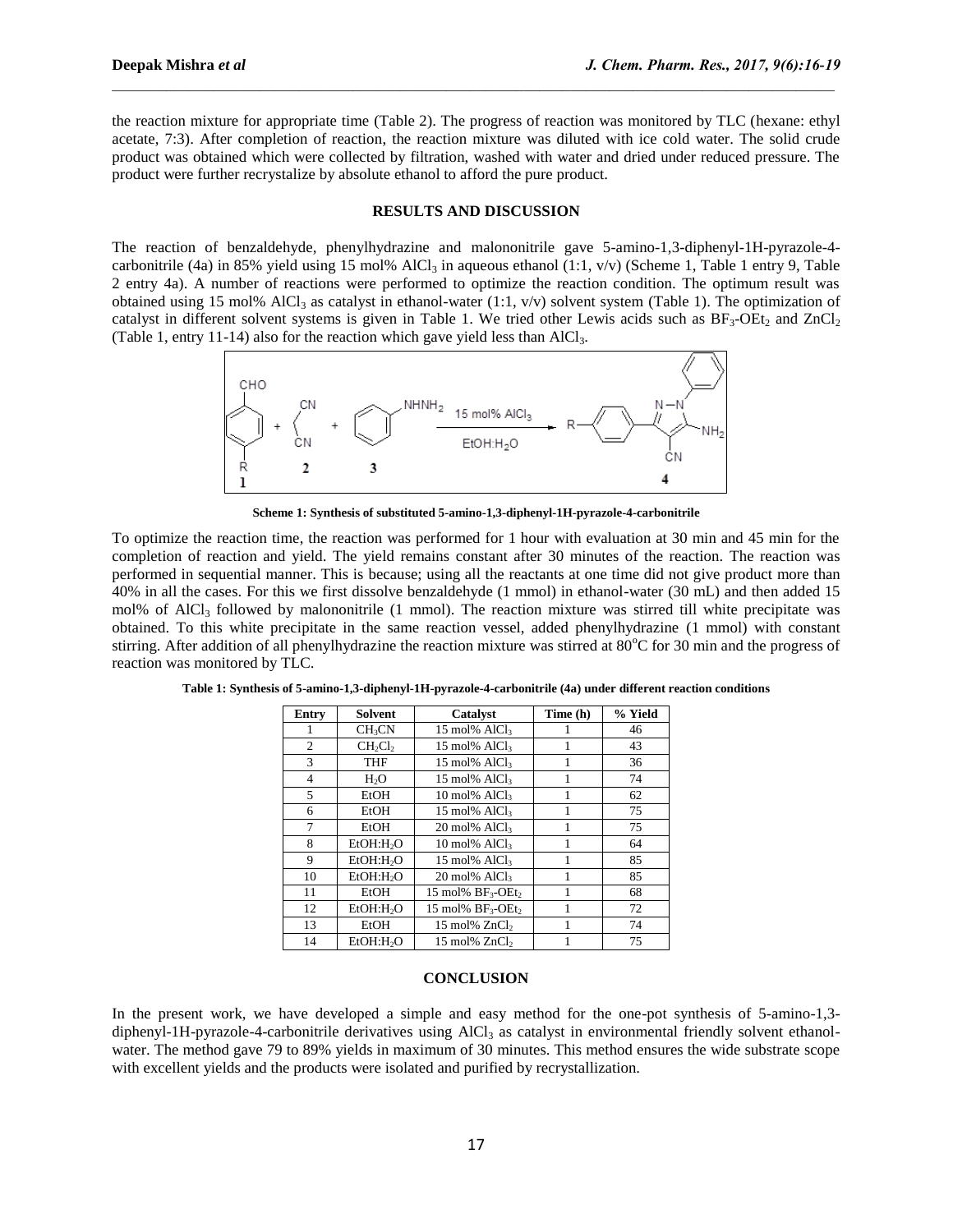the reaction mixture for appropriate time (Table 2). The progress of reaction was monitored by TLC (hexane: ethyl acetate, 7:3). After completion of reaction, the reaction mixture was diluted with ice cold water. The solid crude product was obtained which were collected by filtration, washed with water and dried under reduced pressure. The product were further recrystalize by absolute ethanol to afford the pure product.

## RESULTS AND DISCUSSION

The reaction of benzaldehyde, phenylhydrazine and malononitrile gave 5-amino-1,3-diphenyl-1H-pyrazole-4-carbonitrile (4a) in 85% yield using 15 mol% $AlCl_3$ in aqueous ethanol (1:1, v/v) (Scheme 1, Table 1 entry 9, Table 2 entry 4a). A number of reactions were performed to optimize the reaction condition. The optimum result was obtained using 15 mol% $AlCl_3$ as catalyst in ethanol-water (1:1, v/v) solvent system (Table 1). The optimization of catalyst in different solvent systems is given in Table 1. We tried other Lewis acids such as $BF_3$-$OEt_2$ and $ZnCl_2$ (Table 1, entry 11-14) also for the reaction which gave yield less than $AlCl_3$.

**Scheme 1: Synthesis of substituted 5-amino-1,3-diphenyl-1H-pyrazole-4-carbonitrile**

To optimize the reaction time, the reaction was performed for 1 hour with evaluation at 30 min and 45 min for the completion of reaction and yield. The yield remains constant after 30 minutes of the reaction. The reaction was performed in sequential manner. This is because; using all the reactants at one time did not give product more than 40% in all the cases. For this we first dissolve benzaldehyde (1 mmol) in ethanol-water (30 mL) and then added 15 mol% of $AlCl_3$ followed by malononitrile (1 mmol). The reaction mixture was stirred till white precipitate was obtained. To this white precipitate in the same reaction vessel, added phenylhydrazine (1 mmol) with constant stirring. After addition of all phenylhydrazine the reaction mixture was stirred at 80°C for 30 min and the progress of reaction was monitored by TLC.

**Table 1: Synthesis of 5-amino-1,3-diphenyl-1H-pyrazole-4-carbonitrile (4a) under different reaction conditions**

| Entry | Solvent | Catalyst | Time (h) | % Yield |
|---|---|---|---|---|
| 1 | $CH_3CN$ | 15 mol% $AlCl_3$ | 1 | 46 |
| 2 | $CH_2Cl_2$ | 15 mol% $AlCl_3$ | 1 | 43 |
| 3 | THF | 15 mol% $AlCl_3$ | 1 | 36 |
| 4 | $H_2O$ | 15 mol% $AlCl_3$ | 1 | 74 |
| 5 | EtOH | 10 mol% $AlCl_3$ | 1 | 62 |
| 6 | EtOH | 15 mol% $AlCl_3$ | 1 | 75 |
| 7 | EtOH | 20 mol% $AlCl_3$ | 1 | 75 |
| 8 | EtOH:$H_2O$ | 10 mol% $AlCl_3$ | 1 | 64 |
| 9 | EtOH:$H_2O$ | 15 mol% $AlCl_3$ | 1 | 85 |
| 10 | EtOH:$H_2O$ | 20 mol% $AlCl_3$ | 1 | 85 |
| 11 | EtOH | 15 mol% $BF_3$-$OEt_2$ | 1 | 68 |
| 12 | EtOH:$H_2O$ | 15 mol% $BF_3$-$OEt_2$ | 1 | 72 |
| 13 | EtOH | 15 mol% $ZnCl_2$ | 1 | 74 |
| 14 | EtOH:$H_2O$ | 15 mol% $ZnCl_2$ | 1 | 75 |

## CONCLUSION

In the present work, we have developed a simple and easy method for the one-pot synthesis of 5-amino-1,3-diphenyl-1H-pyrazole-4-carbonitrile derivatives using $AlCl_3$ as catalyst in environmental friendly solvent ethanol-water. The method gave 79 to 89% yields in maximum of 30 minutes. This method ensures the wide substrate scope with excellent yields and the products were isolated and purified by recrystallization.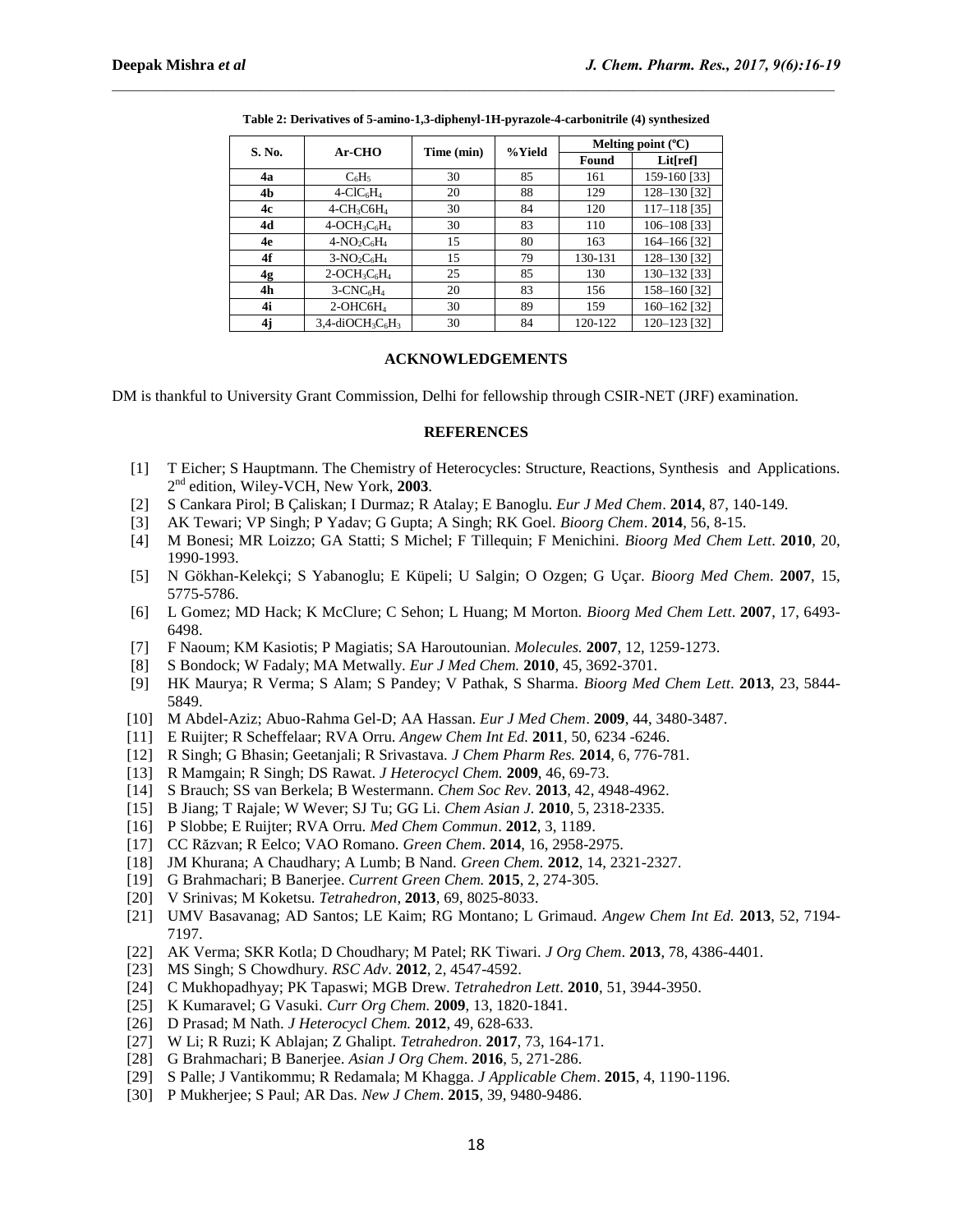**Table 2: Derivatives of 5-amino-1,3-diphenyl-1H-pyrazole-4-carbonitrile (4) synthesized**

| S. No. | Ar-CHO | Time (min) | %Yield | Melting point (°C) | |
|---|---|---|---|---|---|
| | | | | Found | Lit[ref] |
| **4a** | $C_6H_5$ | 30 | 85 | 161 | 159-160 [33] |
| **4b** | 4-$ClC_6H_4$ | 20 | 88 | 129 | 128–130 [32] |
| **4c** | 4-$CH_3C6H_4$ | 30 | 84 | 120 | 117–118 [35] |
| **4d** | 4-$OCH_3C_6H_4$ | 30 | 83 | 110 | 106–108 [33] |
| **4e** | 4-$NO_2C_6H_4$ | 15 | 80 | 163 | 164–166 [32] |
| **4f** | 3-$NO_2C_6H_4$ | 15 | 79 | 130-131 | 128–130 [32] |
| **4g** | 2-$OCH_3C_6H_4$ | 25 | 85 | 130 | 130–132 [33] |
| **4h** | 3-$CNC_6H_4$ | 20 | 83 | 156 | 158–160 [32] |
| **4i** | 2-$OHC6H_4$ | 30 | 89 | 159 | 160–162 [32] |
| **4j** | 3,4-di$OCH_3C_6H_3$ | 30 | 84 | 120-122 | 120–123 [32] |

## ACKNOWLEDGEMENTS

DM is thankful to University Grant Commission, Delhi for fellowship through CSIR-NET (JRF) examination.

## REFERENCES

[1] T Eicher; S Hauptmann. The Chemistry of Heterocycles: Structure, Reactions, Synthesis and Applications. 2nd edition, Wiley-VCH, New York, **2003**.

[2] S Cankara Pirol; B Çaliskan; I Durmaz; R Atalay; E Banoglu. *Eur J Med Chem*. **2014**, 87, 140-149.

[3] AK Tewari; VP Singh; P Yadav; G Gupta; A Singh; RK Goel. *Bioorg Chem*. **2014**, 56, 8-15.

[4] M Bonesi; MR Loizzo; GA Statti; S Michel; F Tillequin; F Menichini. *Bioorg Med Chem Lett*. **2010**, 20, 1990-1993.

[5] N Gökhan-Kelekçi; S Yabanoglu; E Küpeli; U Salgin; O Ozgen; G Uçar. *Bioorg Med Chem*. **2007**, 15, 5775-5786.

[6] L Gomez; MD Hack; K McClure; C Sehon; L Huang; M Morton. *Bioorg Med Chem Lett*. **2007**, 17, 6493-6498.

[7] F Naoum; KM Kasiotis; P Magiatis; SA Haroutounian. *Molecules.* **2007**, 12, 1259-1273.

[8] S Bondock; W Fadaly; MA Metwally. *Eur J Med Chem.* **2010**, 45, 3692-3701.

[9] HK Maurya; R Verma; S Alam; S Pandey; V Pathak, S Sharma. *Bioorg Med Chem Lett*. **2013**, 23, 5844-5849.

[10] M Abdel-Aziz; Abuo-Rahma Gel-D; AA Hassan. *Eur J Med Chem*. **2009**, 44, 3480-3487.

[11] E Ruijter; R Scheffelaar; RVA Orru. *Angew Chem Int Ed.* **2011**, 50, 6234 -6246.

[12] R Singh; G Bhasin; Geetanjali; R Srivastava. *J Chem Pharm Res.* **2014**, 6, 776-781.

[13] R Mamgain; R Singh; DS Rawat. *J Heterocycl Chem.* **2009**, 46, 69-73.

[14] S Brauch; SS van Berkela; B Westermann. *Chem Soc Rev.* **2013**, 42, 4948-4962.

[15] B Jiang; T Rajale; W Wever; SJ Tu; GG Li. *Chem Asian J.* **2010**, 5, 2318-2335.

[16] P Slobbe; E Ruijter; RVA Orru. *Med Chem Commun*. **2012**, 3, 1189.

[17] CC Răzvan; R Eelco; VAO Romano. *Green Chem*. **2014**, 16, 2958-2975.

[18] JM Khurana; A Chaudhary; A Lumb; B Nand. *Green Chem.* **2012**, 14, 2321-2327.

[19] G Brahmachari; B Banerjee. *Current Green Chem.* **2015**, 2, 274-305.

[20] V Srinivas; M Koketsu. *Tetrahedron*, **2013**, 69, 8025-8033.

[21] UMV Basavanag; AD Santos; LE Kaim; RG Montano; L Grimaud. *Angew Chem Int Ed.* **2013**, 52, 7194-7197.

[22] AK Verma; SKR Kotla; D Choudhary; M Patel; RK Tiwari. *J Org Chem*. **2013**, 78, 4386-4401.

[23] MS Singh; S Chowdhury. *RSC Adv*. **2012**, 2, 4547-4592.

[24] C Mukhopadhyay; PK Tapaswi; MGB Drew. *Tetrahedron Lett*. **2010**, 51, 3944-3950.

[25] K Kumaravel; G Vasuki. *Curr Org Chem.* **2009**, 13, 1820-1841.

[26] D Prasad; M Nath. *J Heterocycl Chem.* **2012**, 49, 628-633.

[27] W Li; R Ruzi; K Ablajan; Z Ghalipt. *Tetrahedron*. **2017**, 73, 164-171.

[28] G Brahmachari; B Banerjee. *Asian J Org Chem*. **2016**, 5, 271-286.

[29] S Palle; J Vantikommu; R Redamala; M Khagga. *J Applicable Chem*. **2015**, 4, 1190-1196.

[30] P Mukherjee; S Paul; AR Das. *New J Chem*. **2015**, 39, 9480-9486.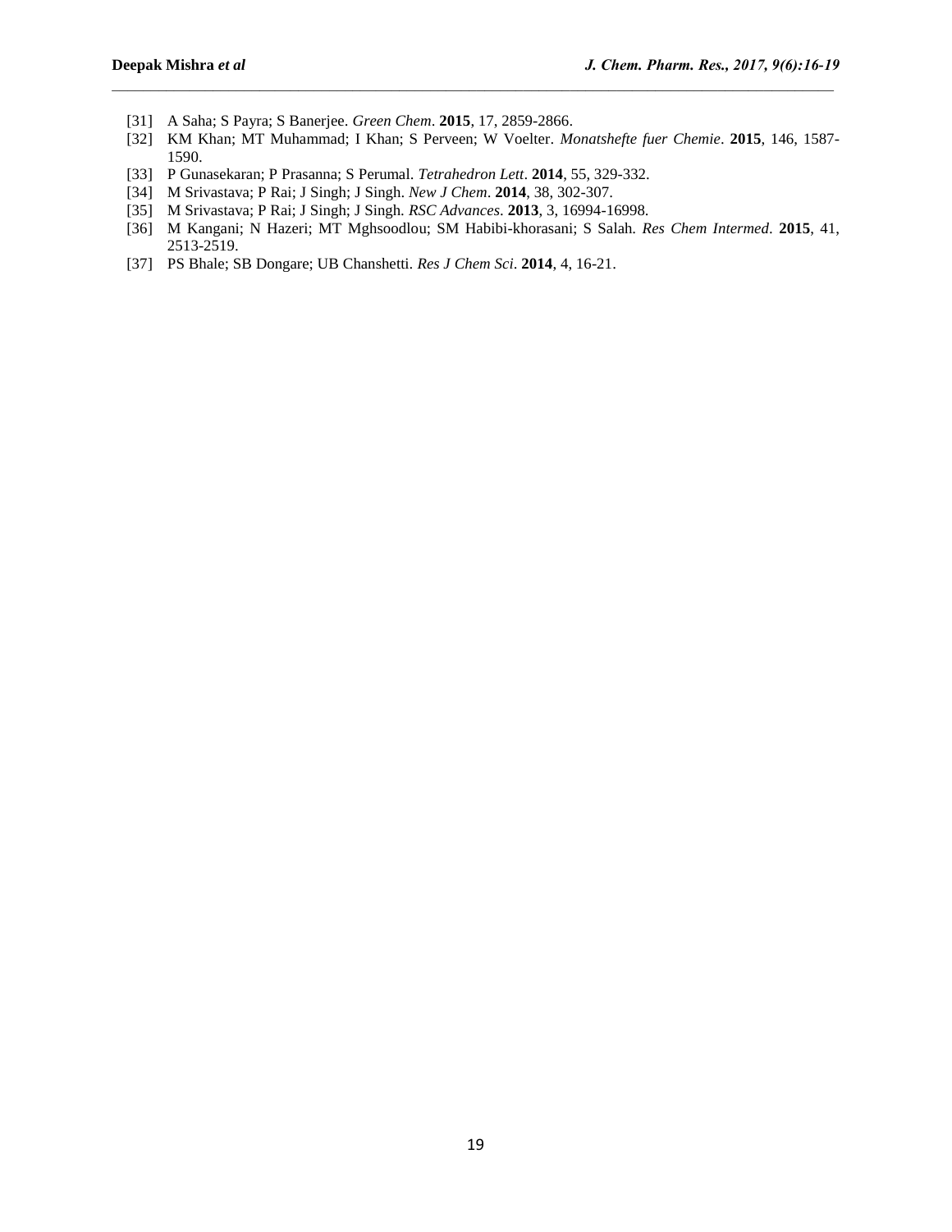[31] A Saha; S Payra; S Banerjee. *Green Chem*. **2015**, 17, 2859-2866.

[32] KM Khan; MT Muhammad; I Khan; S Perveen; W Voelter. *Monatshefte fuer Chemie*. **2015**, 146, 1587-1590.

[33] P Gunasekaran; P Prasanna; S Perumal. *Tetrahedron Lett*. **2014**, 55, 329-332.

[34] M Srivastava; P Rai; J Singh; J Singh. *New J Chem*. **2014**, 38, 302-307.

[35] M Srivastava; P Rai; J Singh; J Singh. *RSC Advances*. **2013**, 3, 16994-16998.

[36] M Kangani; N Hazeri; MT Mghsoodlou; SM Habibi-khorasani; S Salah. *Res Chem Intermed*. **2015**, 41, 2513-2519.

[37] PS Bhale; SB Dongare; UB Chanshetti. *Res J Chem Sci*. **2014**, 4, 16-21.